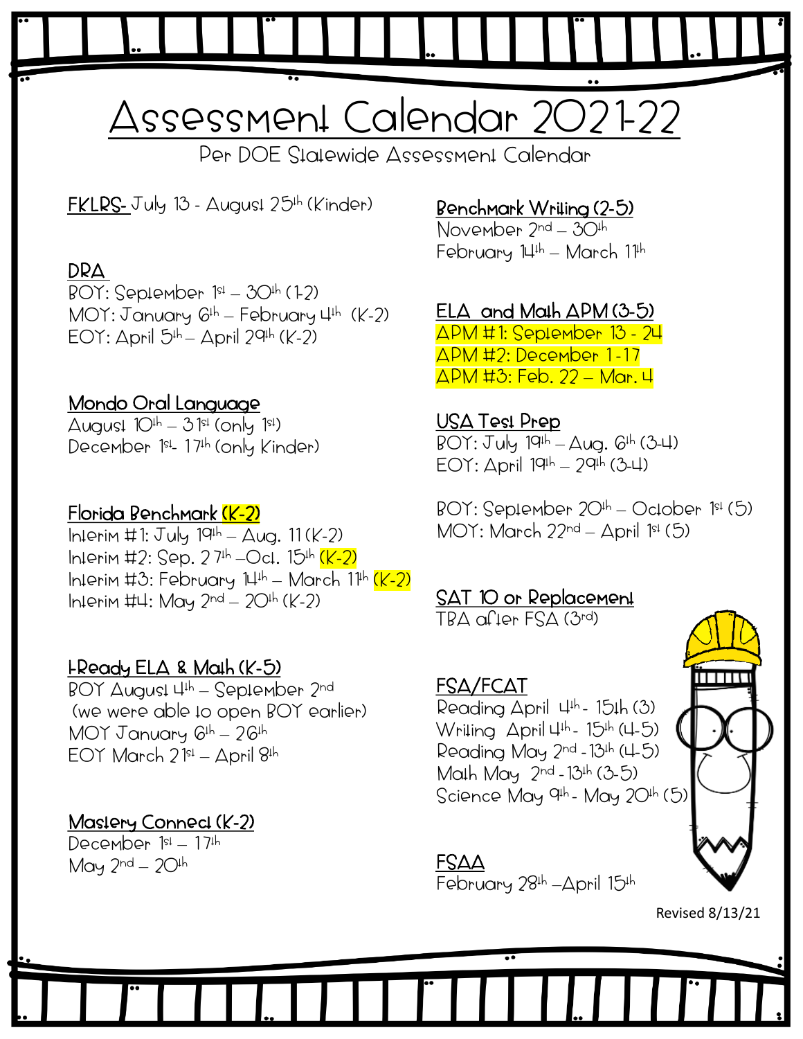# Assessment Calendar 2021-22

Per DOE Statewide Assessment Calendar

**FKLRS-** July 13 - August 25th (Kinder)

**DRA**
BOY: September 1st – 30th (1-2)
MOY: January 6th – February 4th (K-2)
EOY: April 5th – April 29th (K-2)

**Mondo Oral Language**
August 10th – 31st (only 1st)
December 1st- 17th (only Kinder)

**Florida Benchmark (K-2)**
Interim #1: July 19th – Aug. 11 (K-2)
Interim #2: Sep. 27th –Oct. 15th (K-2)
Interim #3: February 14th – March 11th (K-2)
Interim #4: May 2nd – 20th (K-2)

**I-Ready ELA & Math (K-5)**
BOY August 4th – September 2nd
(we were able to open BOY earlier)
MOY January 6th – 26th
EOY March 21st – April 8th

**Mastery Connect (K-2)**
December 1st – 17th
May 2nd – 20th

**Benchmark Writing (2-5)**
November 2nd – 30th
February 14th – March 11th

**ELA and Math APM (3-5)**
APM #1: September 13 - 24
APM #2: December 1 -17
APM #3: Feb. 22 – Mar. 4

**USA Test Prep**
BOY: July 19th – Aug. 6th (3-4)
EOY: April 19th – 29th (3-4)

BOY: September 20th – October 1st (5)
MOY: March 22nd – April 1st (5)

**SAT 10 or Replacement**
TBA after FSA (3rd)

**FSA/FCAT**
Reading April 4th - 15th (3)
Writing April 4th - 15th (4-5)
Reading May 2nd - 13th (4-5)
Math May 2nd - 13th (3-5)
Science May 9th - May 20th (5)

**FSAA**
February 28th –April 15th

Revised 8/13/21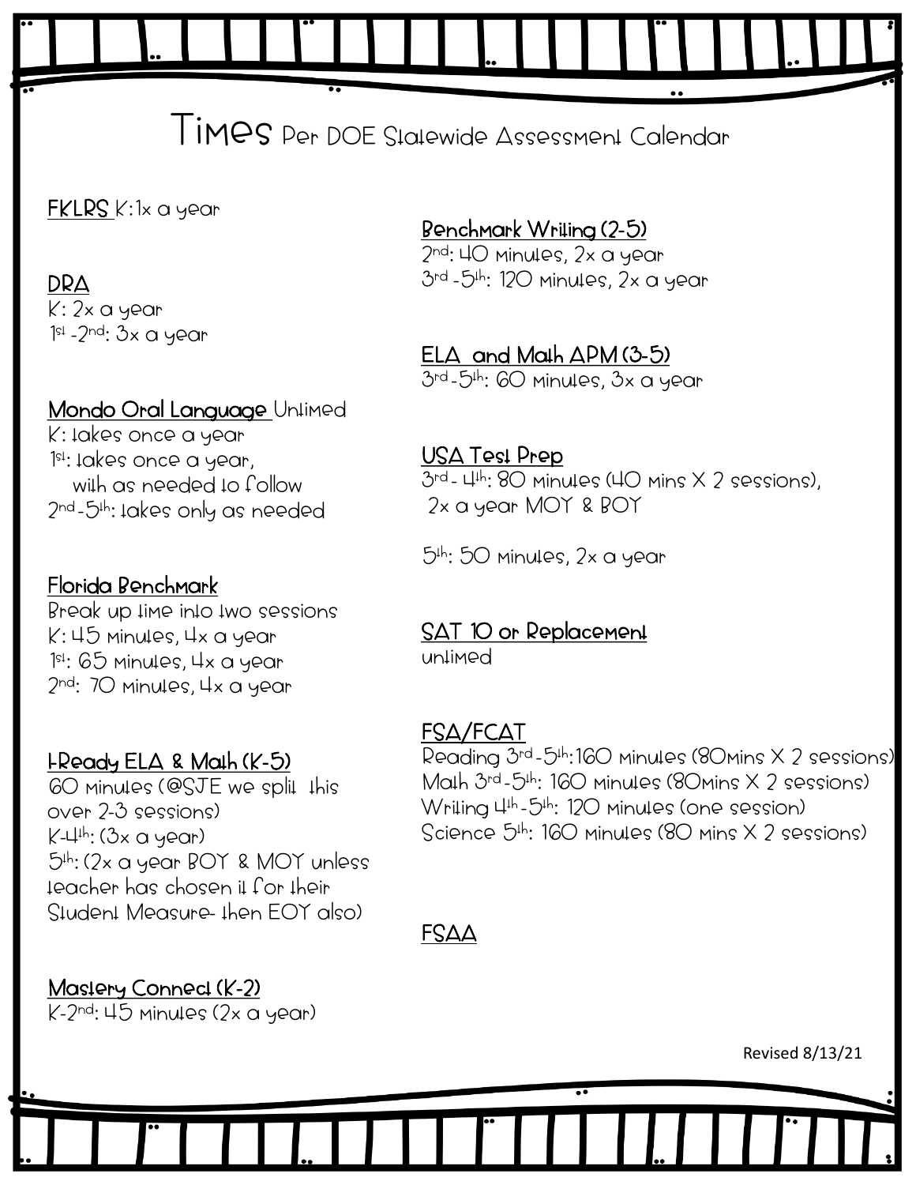# Times Per DOE Statewide Assessment Calendar

**FKLRS** K: 1x a year

**DRA**
K: 2x a year
1st - 2nd: 3x a year

**Mondo Oral Language** Untimed
K: takes once a year
1st: takes once a year,
with as needed to follow
2nd - 5th: takes only as needed

**Florida Benchmark**
Break up time into two sessions
K: 45 minutes, 4x a year
1st: 65 minutes, 4x a year
2nd: 70 minutes, 4x a year

**I-Ready ELA & Math (K-5)**
60 minutes (@SJE we split this over 2-3 sessions)
K-4th: (3x a year)
5th: (2x a year BOY & MOY unless teacher has chosen it for their Student Measure- then EOY also)

**Mastery Connect (K-2)**
K-2nd: 45 minutes (2x a year)

**Benchmark Writing (2-5)**
2nd: 40 minutes, 2x a year
3rd - 5th: 120 minutes, 2x a year

**ELA and Math APM (3-5)**
3rd - 5th: 60 minutes, 3x a year

**USA Test Prep**
3rd - 4th: 80 minutes (40 mins X 2 sessions), 2x a year MOY & BOY

5th: 50 minutes, 2x a year

**SAT 10 or Replacement**
untimed

**FSA/FCAT**
Reading 3rd - 5th: 160 minutes (80mins X 2 sessions)
Math 3rd - 5th: 160 minutes (80mins X 2 sessions)
Writing 4th - 5th: 120 minutes (one session)
Science 5th: 160 minutes (80 mins X 2 sessions)

**FSAA**

Revised 8/13/21